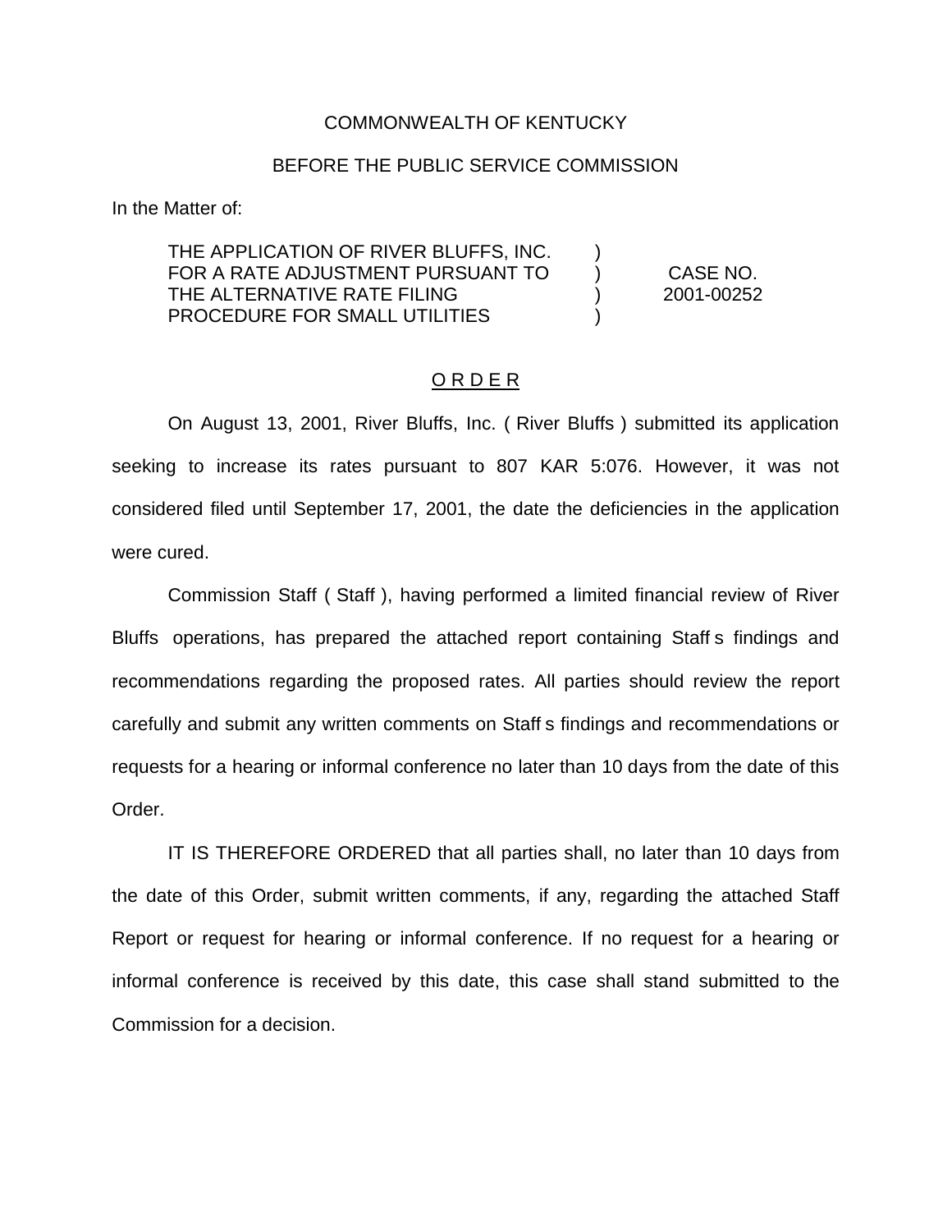COMMONWEALTH OF KENTUCKY

BEFORE THE PUBLIC SERVICE COMMISSION

In the Matter of:

| | | |
|---|---|---|
| THE APPLICATION OF RIVER BLUFFS, INC. FOR A RATE ADJUSTMENT PURSUANT TO THE ALTERNATIVE RATE FILING PROCEDURE FOR SMALL UTILITIES | ) ) ) ) | CASE NO. 2001-00252 |

## O R D E R

On August 13, 2001, River Bluffs, Inc. ( River Bluffs ) submitted its application seeking to increase its rates pursuant to 807 KAR 5:076. However, it was not considered filed until September 17, 2001, the date the deficiencies in the application were cured.

Commission Staff ( Staff ), having performed a limited financial review of River Bluffs operations, has prepared the attached report containing Staff s findings and recommendations regarding the proposed rates. All parties should review the report carefully and submit any written comments on Staff s findings and recommendations or requests for a hearing or informal conference no later than 10 days from the date of this Order.

IT IS THEREFORE ORDERED that all parties shall, no later than 10 days from the date of this Order, submit written comments, if any, regarding the attached Staff Report or request for hearing or informal conference. If no request for a hearing or informal conference is received by this date, this case shall stand submitted to the Commission for a decision.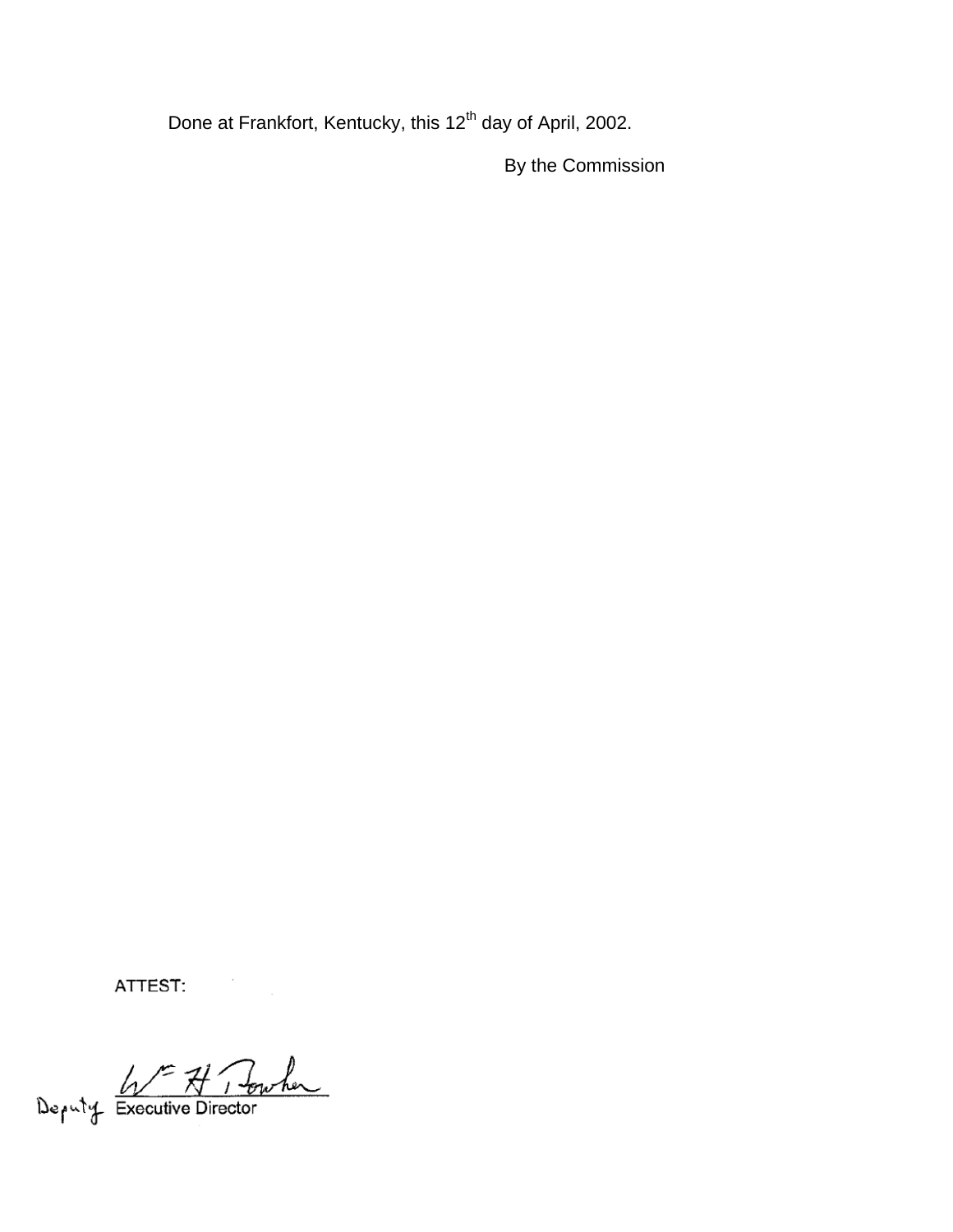Done at Frankfort, Kentucky, this 12th day of April, 2002.

By the Commission

ATTEST:

Deputy Executive Director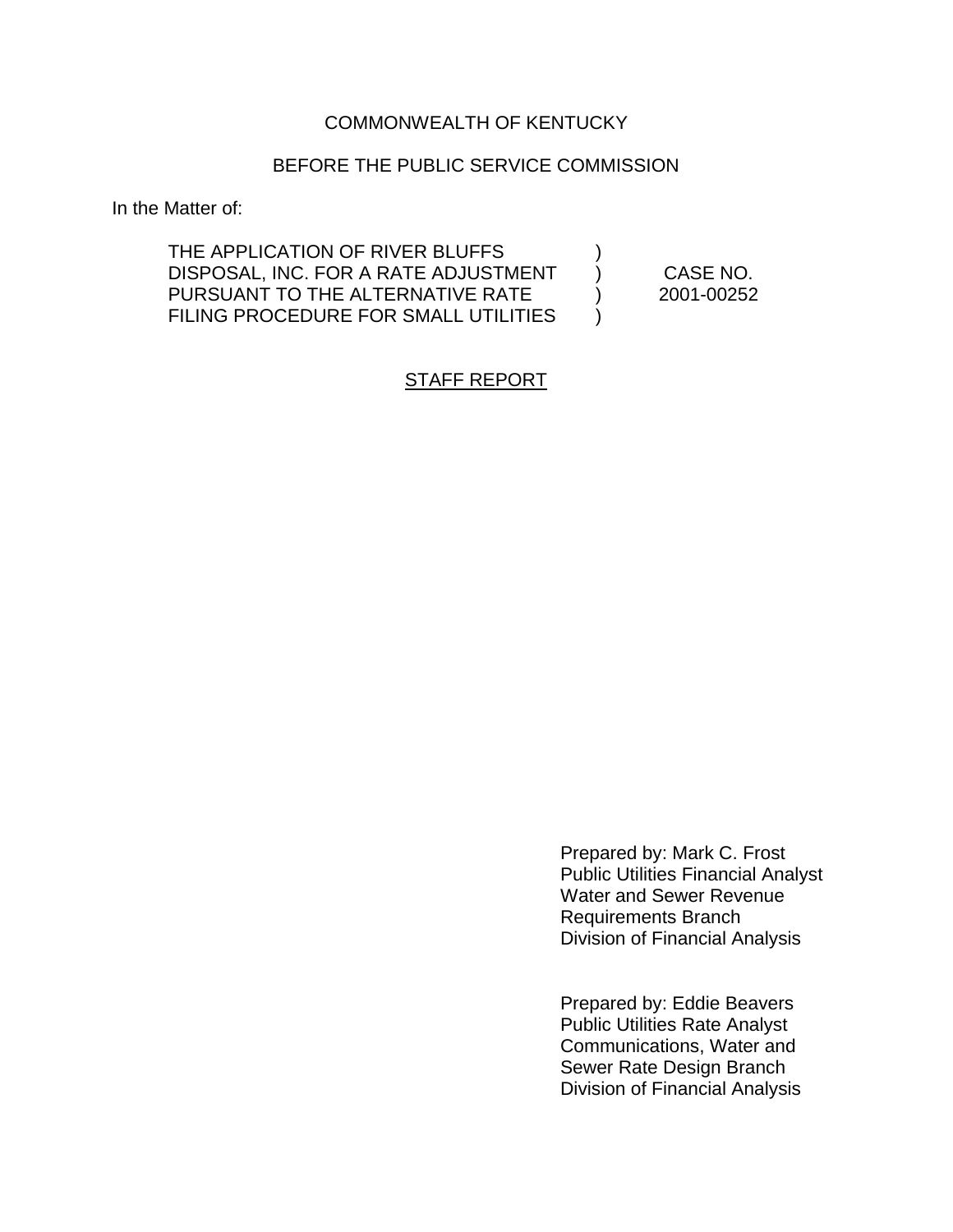COMMONWEALTH OF KENTUCKY

BEFORE THE PUBLIC SERVICE COMMISSION

In the Matter of:

| | | |
|---|---|---|
| THE APPLICATION OF RIVER BLUFFS DISPOSAL, INC. FOR A RATE ADJUSTMENT PURSUANT TO THE ALTERNATIVE RATE FILING PROCEDURE FOR SMALL UTILITIES | ) ) ) ) | CASE NO. 2001-00252 |

# STAFF REPORT

Prepared by: Mark C. Frost
Public Utilities Financial Analyst
Water and Sewer Revenue Requirements Branch
Division of Financial Analysis

Prepared by: Eddie Beavers
Public Utilities Rate Analyst
Communications, Water and Sewer Rate Design Branch
Division of Financial Analysis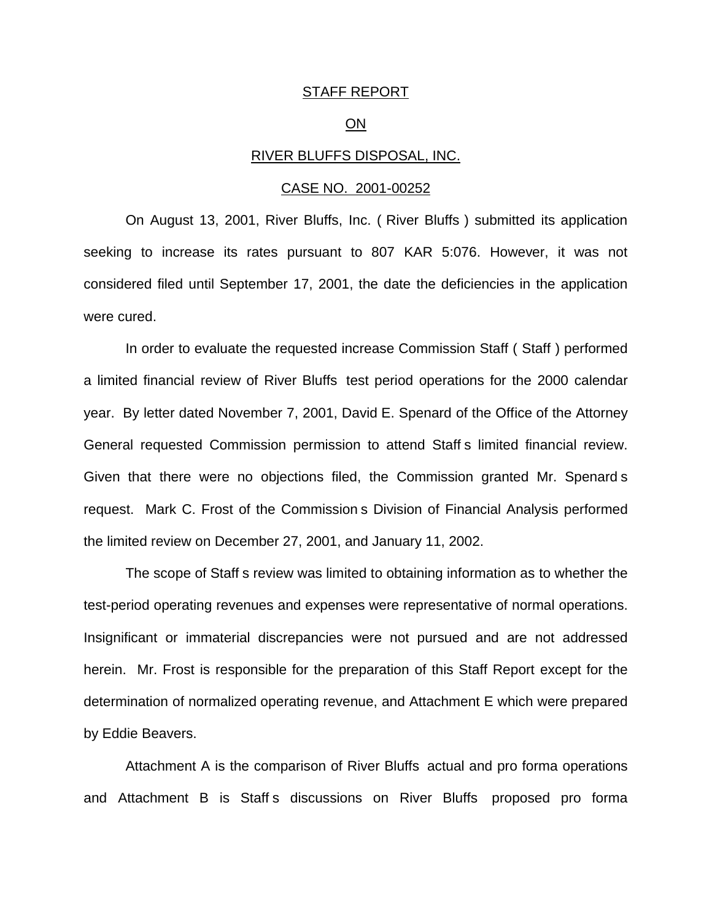STAFF REPORT

ON

RIVER BLUFFS DISPOSAL, INC.

CASE NO. 2001-00252

On August 13, 2001, River Bluffs, Inc. ( River Bluffs ) submitted its application seeking to increase its rates pursuant to 807 KAR 5:076. However, it was not considered filed until September 17, 2001, the date the deficiencies in the application were cured.

In order to evaluate the requested increase Commission Staff ( Staff ) performed a limited financial review of River Bluffs test period operations for the 2000 calendar year. By letter dated November 7, 2001, David E. Spenard of the Office of the Attorney General requested Commission permission to attend Staff s limited financial review. Given that there were no objections filed, the Commission granted Mr. Spenard s request. Mark C. Frost of the Commission s Division of Financial Analysis performed the limited review on December 27, 2001, and January 11, 2002.

The scope of Staff s review was limited to obtaining information as to whether the test-period operating revenues and expenses were representative of normal operations. Insignificant or immaterial discrepancies were not pursued and are not addressed herein. Mr. Frost is responsible for the preparation of this Staff Report except for the determination of normalized operating revenue, and Attachment E which were prepared by Eddie Beavers.

Attachment A is the comparison of River Bluffs actual and pro forma operations and Attachment B is Staff s discussions on River Bluffs proposed pro forma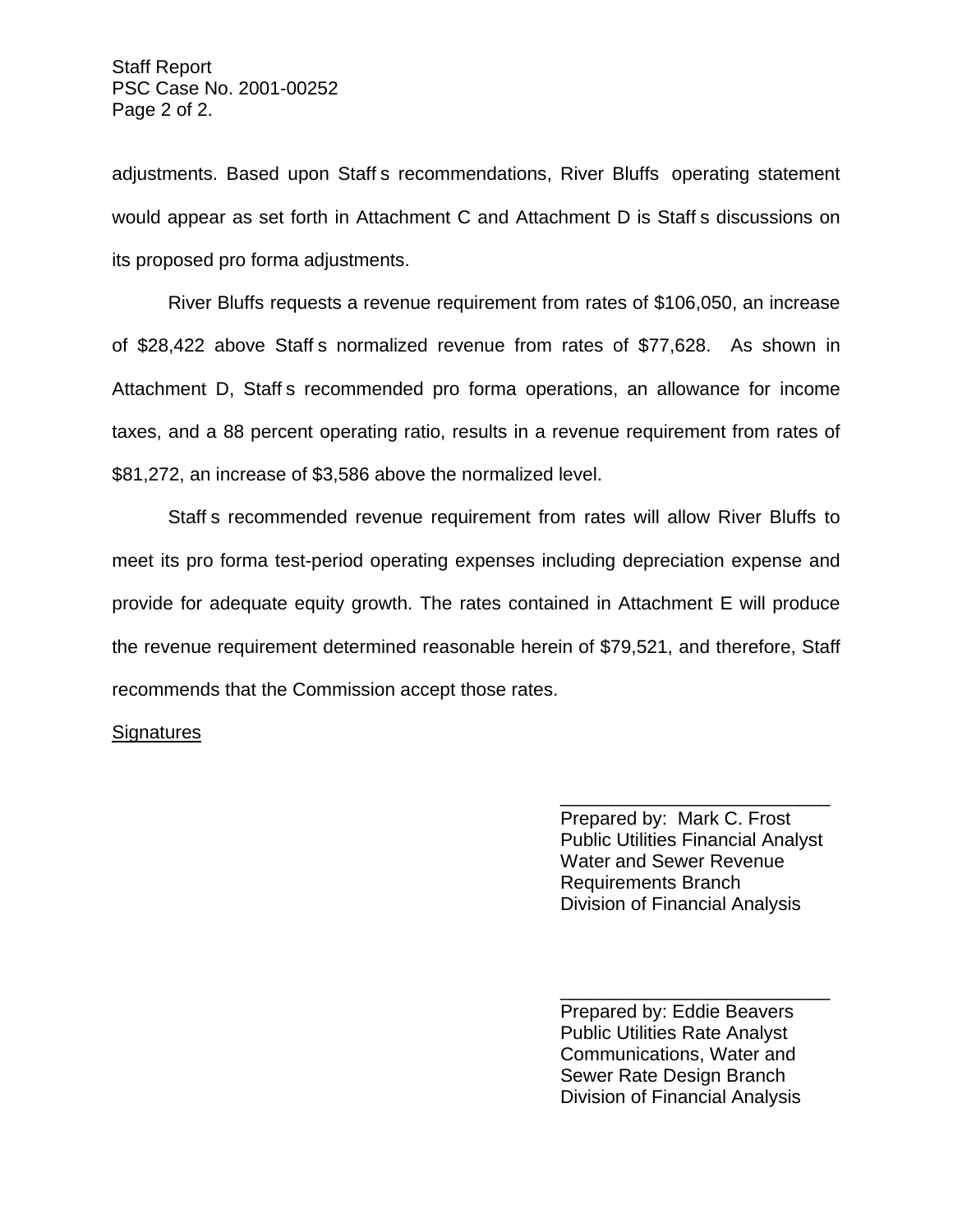adjustments. Based upon Staff s recommendations, River Bluffs operating statement would appear as set forth in Attachment C and Attachment D is Staff s discussions on its proposed pro forma adjustments.

River Bluffs requests a revenue requirement from rates of $106,050, an increase of $28,422 above Staff s normalized revenue from rates of $77,628. As shown in Attachment D, Staff s recommended pro forma operations, an allowance for income taxes, and a 88 percent operating ratio, results in a revenue requirement from rates of $81,272, an increase of $3,586 above the normalized level.

Staff s recommended revenue requirement from rates will allow River Bluffs to meet its pro forma test-period operating expenses including depreciation expense and provide for adequate equity growth. The rates contained in Attachment E will produce the revenue requirement determined reasonable herein of $79,521, and therefore, Staff recommends that the Commission accept those rates.

<u>Signatures</u>

\_\_\_\_\_\_\_\_\_\_\_\_\_\_\_\_\_\_\_\_\_\_\_\_\_\_\_
Prepared by: Mark C. Frost
Public Utilities Financial Analyst
Water and Sewer Revenue
Requirements Branch
Division of Financial Analysis

\_\_\_\_\_\_\_\_\_\_\_\_\_\_\_\_\_\_\_\_\_\_\_\_\_\_\_
Prepared by: Eddie Beavers
Public Utilities Rate Analyst
Communications, Water and
Sewer Rate Design Branch
Division of Financial Analysis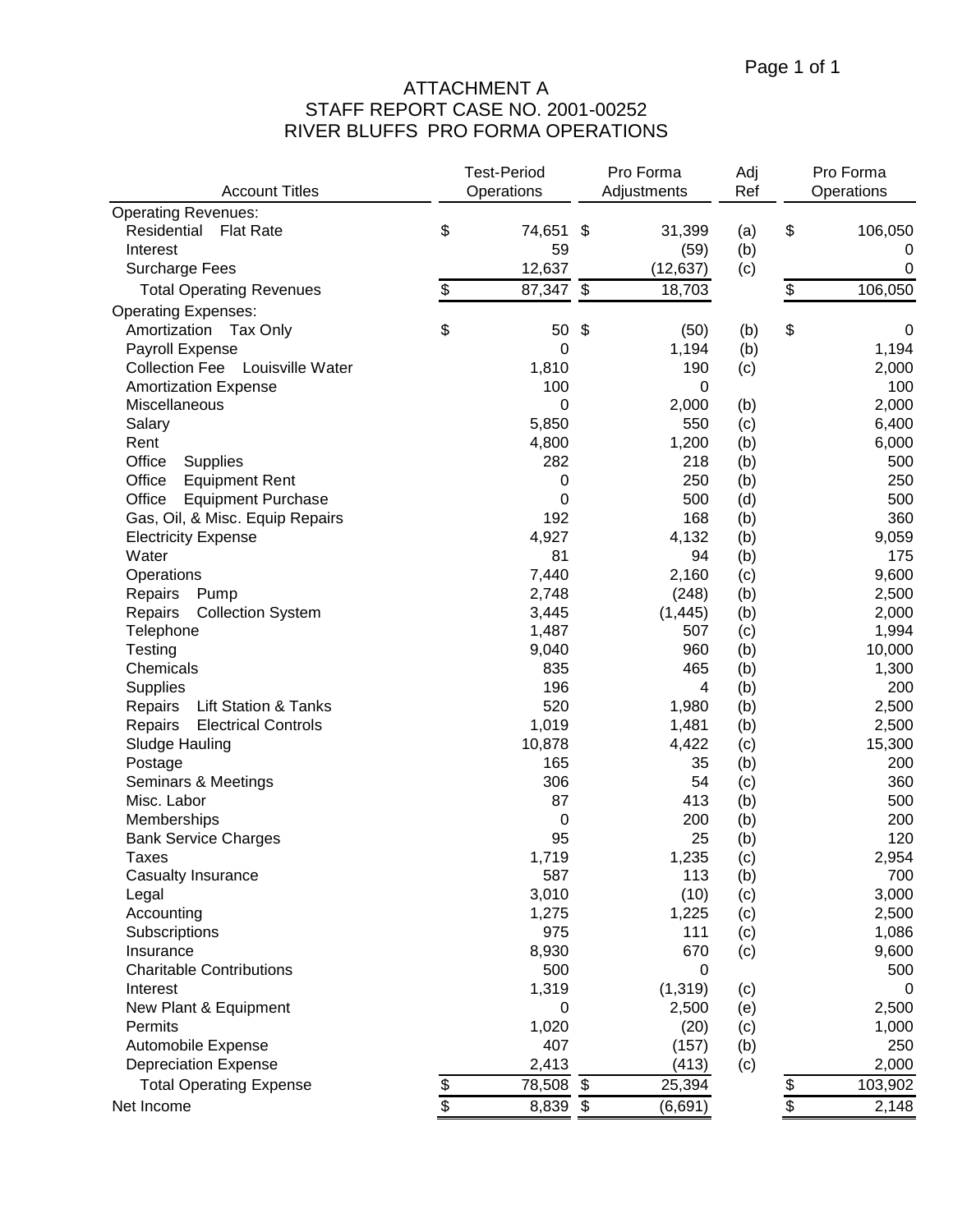# ATTACHMENT A
## STAFF REPORT CASE NO. 2001-00252
## RIVER BLUFFS PRO FORMA OPERATIONS

| Account Titles | Test-Period Operations | Pro Forma Adjustments | Adj Ref | Pro Forma Operations |
|---|---|---|---|---|
| **Operating Revenues:** | | | | |
| Residential Flat Rate | $ 74,651 | $ 31,399 | (a) | $ 106,050 |
| Interest | 59 | (59) | (b) | 0 |
| Surcharge Fees | 12,637 | (12,637) | (c) | 0 |
| Total Operating Revenues | $ 87,347 | $ 18,703 | | $ 106,050 |
| **Operating Expenses:** | | | | |
| Amortization Tax Only | $ 50 | $ (50) | (b) | $ 0 |
| Payroll Expense | 0 | 1,194 | (b) | 1,194 |
| Collection Fee Louisville Water | 1,810 | 190 | (c) | 2,000 |
| Amortization Expense | 100 | 0 | | 100 |
| Miscellaneous | 0 | 2,000 | (b) | 2,000 |
| Salary | 5,850 | 550 | (c) | 6,400 |
| Rent | 4,800 | 1,200 | (b) | 6,000 |
| Office Supplies | 282 | 218 | (b) | 500 |
| Office Equipment Rent | 0 | 250 | (b) | 250 |
| Office Equipment Purchase | 0 | 500 | (d) | 500 |
| Gas, Oil, & Misc. Equip Repairs | 192 | 168 | (b) | 360 |
| Electricity Expense | 4,927 | 4,132 | (b) | 9,059 |
| Water | 81 | 94 | (b) | 175 |
| Operations | 7,440 | 2,160 | (c) | 9,600 |
| Repairs Pump | 2,748 | (248) | (b) | 2,500 |
| Repairs Collection System | 3,445 | (1,445) | (b) | 2,000 |
| Telephone | 1,487 | 507 | (c) | 1,994 |
| Testing | 9,040 | 960 | (b) | 10,000 |
| Chemicals | 835 | 465 | (b) | 1,300 |
| Supplies | 196 | 4 | (b) | 200 |
| Repairs Lift Station & Tanks | 520 | 1,980 | (b) | 2,500 |
| Repairs Electrical Controls | 1,019 | 1,481 | (b) | 2,500 |
| Sludge Hauling | 10,878 | 4,422 | (c) | 15,300 |
| Postage | 165 | 35 | (b) | 200 |
| Seminars & Meetings | 306 | 54 | (c) | 360 |
| Misc. Labor | 87 | 413 | (b) | 500 |
| Memberships | 0 | 200 | (b) | 200 |
| Bank Service Charges | 95 | 25 | (b) | 120 |
| Taxes | 1,719 | 1,235 | (c) | 2,954 |
| Casualty Insurance | 587 | 113 | (b) | 700 |
| Legal | 3,010 | (10) | (c) | 3,000 |
| Accounting | 1,275 | 1,225 | (c) | 2,500 |
| Subscriptions | 975 | 111 | (c) | 1,086 |
| Insurance | 8,930 | 670 | (c) | 9,600 |
| Charitable Contributions | 500 | 0 | | 500 |
| Interest | 1,319 | (1,319) | (c) | 0 |
| New Plant & Equipment | 0 | 2,500 | (e) | 2,500 |
| Permits | 1,020 | (20) | (c) | 1,000 |
| Automobile Expense | 407 | (157) | (b) | 250 |
| Depreciation Expense | 2,413 | (413) | (c) | 2,000 |
| Total Operating Expense | $ 78,508 | $ 25,394 | | $ 103,902 |
| Net Income | $ 8,839 | $ (6,691) | | $ 2,148 |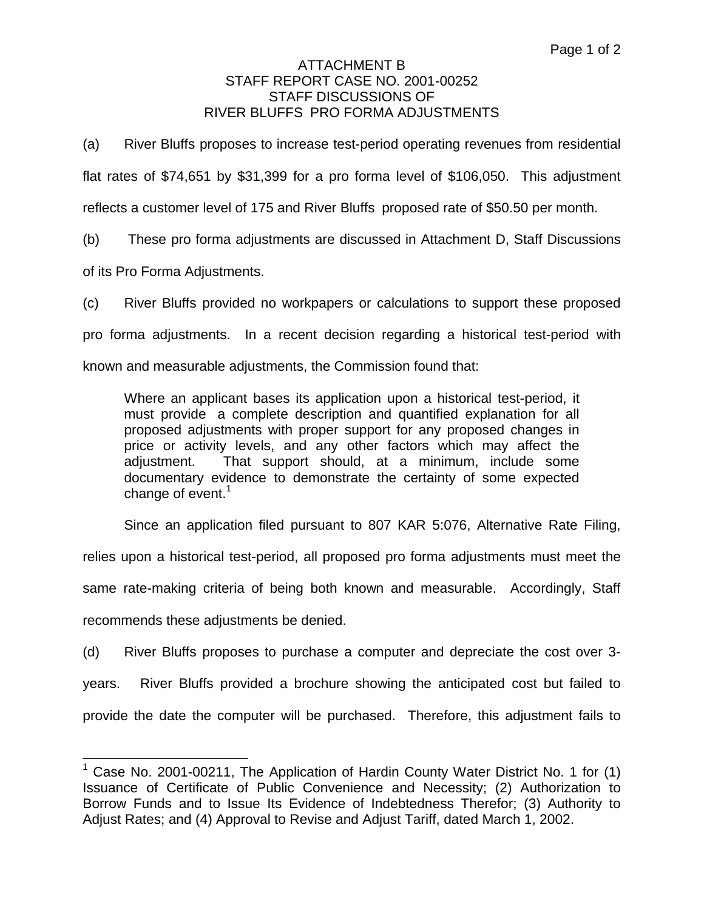ATTACHMENT B
STAFF REPORT CASE NO. 2001-00252
STAFF DISCUSSIONS OF
RIVER BLUFFS PRO FORMA ADJUSTMENTS

(a) River Bluffs proposes to increase test-period operating revenues from residential flat rates of $74,651 by $31,399 for a pro forma level of $106,050. This adjustment reflects a customer level of 175 and River Bluffs proposed rate of $50.50 per month.

(b) These pro forma adjustments are discussed in Attachment D, Staff Discussions of its Pro Forma Adjustments.

(c) River Bluffs provided no workpapers or calculations to support these proposed pro forma adjustments. In a recent decision regarding a historical test-period with known and measurable adjustments, the Commission found that:

> Where an applicant bases its application upon a historical test-period, it must provide a complete description and quantified explanation for all proposed adjustments with proper support for any proposed changes in price or activity levels, and any other factors which may affect the adjustment. That support should, at a minimum, include some documentary evidence to demonstrate the certainty of some expected change of event.[1]

Since an application filed pursuant to 807 KAR 5:076, Alternative Rate Filing, relies upon a historical test-period, all proposed pro forma adjustments must meet the same rate-making criteria of being both known and measurable. Accordingly, Staff recommends these adjustments be denied.

(d) River Bluffs proposes to purchase a computer and depreciate the cost over 3-years. River Bluffs provided a brochure showing the anticipated cost but failed to provide the date the computer will be purchased. Therefore, this adjustment fails to

---

[1] Case No. 2001-00211, The Application of Hardin County Water District No. 1 for (1) Issuance of Certificate of Public Convenience and Necessity; (2) Authorization to Borrow Funds and to Issue Its Evidence of Indebtedness Therefor; (3) Authority to Adjust Rates; and (4) Approval to Revise and Adjust Tariff, dated March 1, 2002.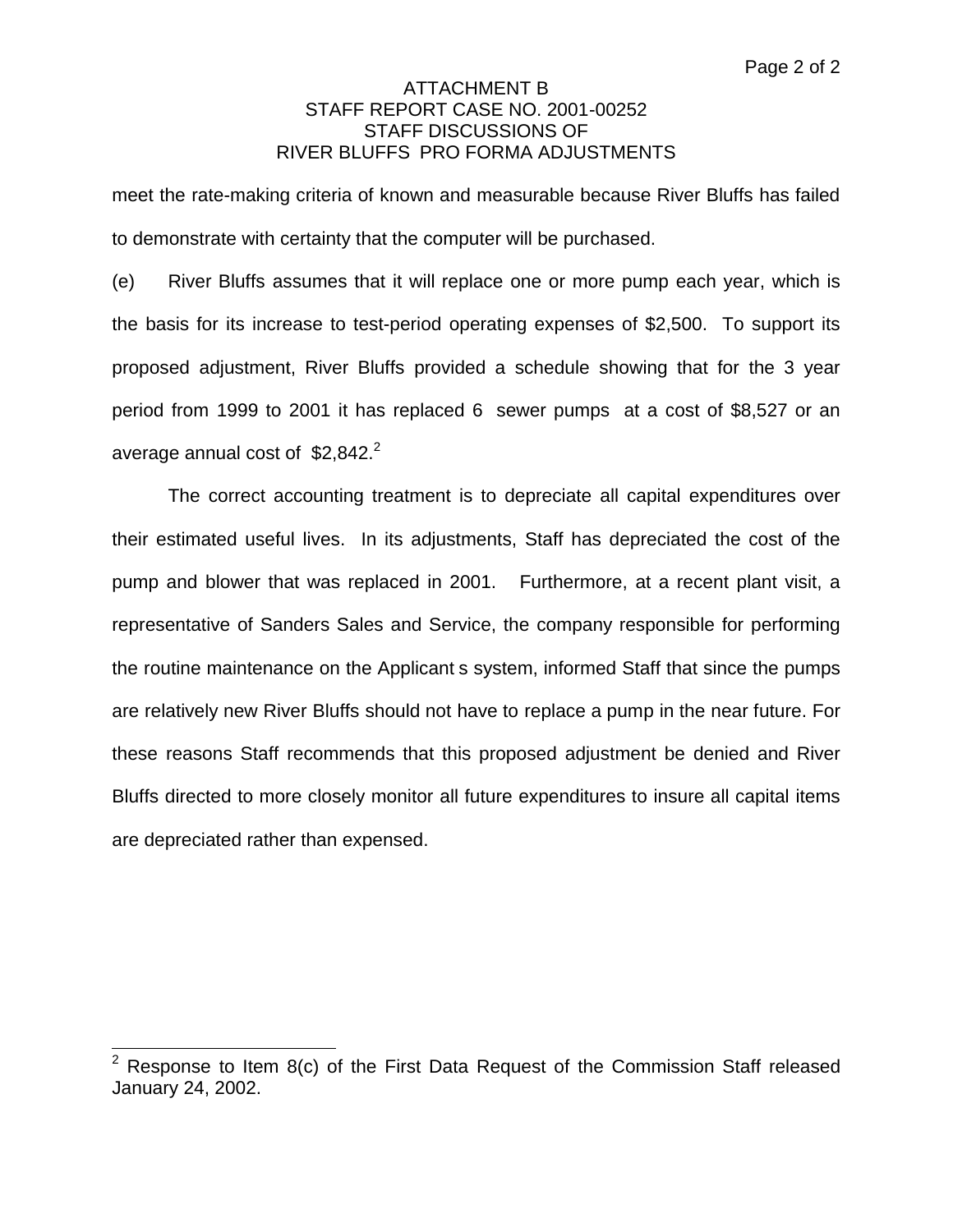ATTACHMENT B
STAFF REPORT CASE NO. 2001-00252
STAFF DISCUSSIONS OF
RIVER BLUFFS PRO FORMA ADJUSTMENTS

meet the rate-making criteria of known and measurable because River Bluffs has failed to demonstrate with certainty that the computer will be purchased.

(e) River Bluffs assumes that it will replace one or more pump each year, which is the basis for its increase to test-period operating expenses of $2,500. To support its proposed adjustment, River Bluffs provided a schedule showing that for the 3 year period from 1999 to 2001 it has replaced 6 sewer pumps at a cost of $8,527 or an average annual cost of $2,842.[2]

The correct accounting treatment is to depreciate all capital expenditures over their estimated useful lives. In its adjustments, Staff has depreciated the cost of the pump and blower that was replaced in 2001. Furthermore, at a recent plant visit, a representative of Sanders Sales and Service, the company responsible for performing the routine maintenance on the Applicant s system, informed Staff that since the pumps are relatively new River Bluffs should not have to replace a pump in the near future. For these reasons Staff recommends that this proposed adjustment be denied and River Bluffs directed to more closely monitor all future expenditures to insure all capital items are depreciated rather than expensed.

---

[2] Response to Item 8(c) of the First Data Request of the Commission Staff released January 24, 2002.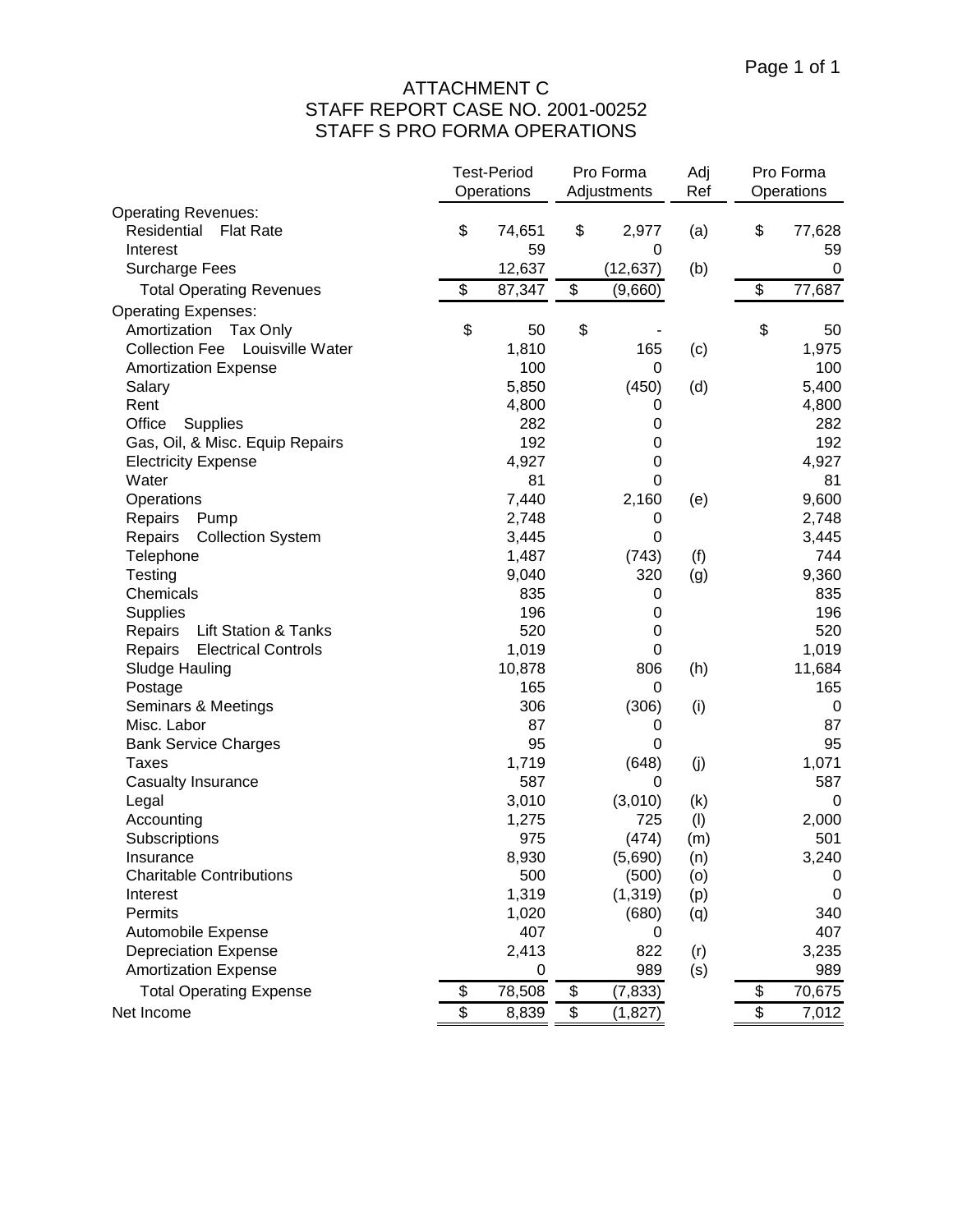# ATTACHMENT C
## STAFF REPORT CASE NO. 2001-00252
## STAFF S PRO FORMA OPERATIONS

| | Test-Period Operations | Pro Forma Adjustments | Adj Ref | Pro Forma Operations |
|---|---|---|---|---|
| Operating Revenues: | | | | |
| Residential Flat Rate | $ 74,651 | $ 2,977 | (a) | $ 77,628 |
| Interest | 59 | 0 | | 59 |
| Surcharge Fees | 12,637 | (12,637) | (b) | 0 |
| Total Operating Revenues | $ 87,347 | $ (9,660) | | $ 77,687 |
| Operating Expenses: | | | | |
| Amortization Tax Only | $ 50 | $ - | | $ 50 |
| Collection Fee Louisville Water | 1,810 | 165 | (c) | 1,975 |
| Amortization Expense | 100 | 0 | | 100 |
| Salary | 5,850 | (450) | (d) | 5,400 |
| Rent | 4,800 | 0 | | 4,800 |
| Office Supplies | 282 | 0 | | 282 |
| Gas, Oil, & Misc. Equip Repairs | 192 | 0 | | 192 |
| Electricity Expense | 4,927 | 0 | | 4,927 |
| Water | 81 | 0 | | 81 |
| Operations | 7,440 | 2,160 | (e) | 9,600 |
| Repairs Pump | 2,748 | 0 | | 2,748 |
| Repairs Collection System | 3,445 | 0 | | 3,445 |
| Telephone | 1,487 | (743) | (f) | 744 |
| Testing | 9,040 | 320 | (g) | 9,360 |
| Chemicals | 835 | 0 | | 835 |
| Supplies | 196 | 0 | | 196 |
| Repairs Lift Station & Tanks | 520 | 0 | | 520 |
| Repairs Electrical Controls | 1,019 | 0 | | 1,019 |
| Sludge Hauling | 10,878 | 806 | (h) | 11,684 |
| Postage | 165 | 0 | | 165 |
| Seminars & Meetings | 306 | (306) | (i) | 0 |
| Misc. Labor | 87 | 0 | | 87 |
| Bank Service Charges | 95 | 0 | | 95 |
| Taxes | 1,719 | (648) | (j) | 1,071 |
| Casualty Insurance | 587 | 0 | | 587 |
| Legal | 3,010 | (3,010) | (k) | 0 |
| Accounting | 1,275 | 725 | (l) | 2,000 |
| Subscriptions | 975 | (474) | (m) | 501 |
| Insurance | 8,930 | (5,690) | (n) | 3,240 |
| Charitable Contributions | 500 | (500) | (o) | 0 |
| Interest | 1,319 | (1,319) | (p) | 0 |
| Permits | 1,020 | (680) | (q) | 340 |
| Automobile Expense | 407 | 0 | | 407 |
| Depreciation Expense | 2,413 | 822 | (r) | 3,235 |
| Amortization Expense | 0 | 989 | (s) | 989 |
| Total Operating Expense | $ 78,508 | $ (7,833) | | $ 70,675 |
| Net Income | $ 8,839 | $ (1,827) | | $ 7,012 |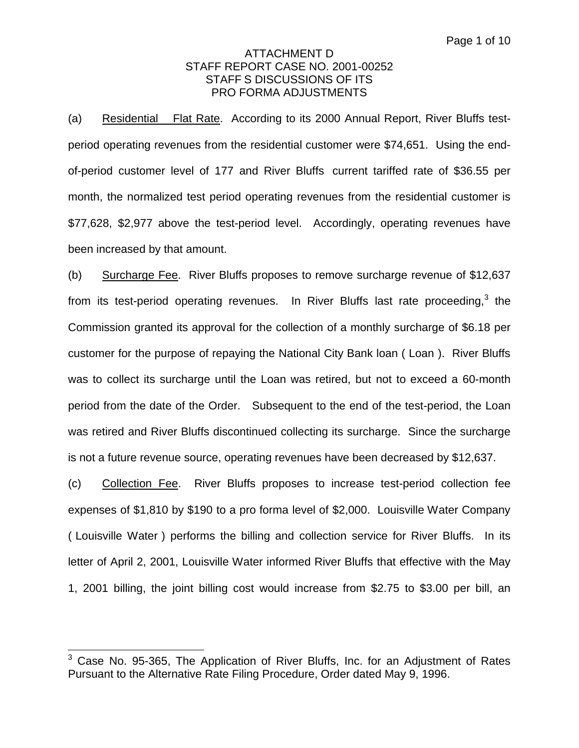ATTACHMENT D
STAFF REPORT CASE NO. 2001-00252
STAFF S DISCUSSIONS OF ITS
PRO FORMA ADJUSTMENTS

(a) Residential Flat Rate. According to its 2000 Annual Report, River Bluffs test-period operating revenues from the residential customer were $74,651. Using the end-of-period customer level of 177 and River Bluffs current tariffed rate of $36.55 per month, the normalized test period operating revenues from the residential customer is $77,628, $2,977 above the test-period level. Accordingly, operating revenues have been increased by that amount.

(b) Surcharge Fee. River Bluffs proposes to remove surcharge revenue of $12,637 from its test-period operating revenues. In River Bluffs last rate proceeding,[3] the Commission granted its approval for the collection of a monthly surcharge of $6.18 per customer for the purpose of repaying the National City Bank loan ( Loan ). River Bluffs was to collect its surcharge until the Loan was retired, but not to exceed a 60-month period from the date of the Order. Subsequent to the end of the test-period, the Loan was retired and River Bluffs discontinued collecting its surcharge. Since the surcharge is not a future revenue source, operating revenues have been decreased by $12,637.

(c) Collection Fee. River Bluffs proposes to increase test-period collection fee expenses of $1,810 by $190 to a pro forma level of $2,000. Louisville Water Company ( Louisville Water ) performs the billing and collection service for River Bluffs. In its letter of April 2, 2001, Louisville Water informed River Bluffs that effective with the May 1, 2001 billing, the joint billing cost would increase from $2.75 to $3.00 per bill, an

[3] Case No. 95-365, The Application of River Bluffs, Inc. for an Adjustment of Rates Pursuant to the Alternative Rate Filing Procedure, Order dated May 9, 1996.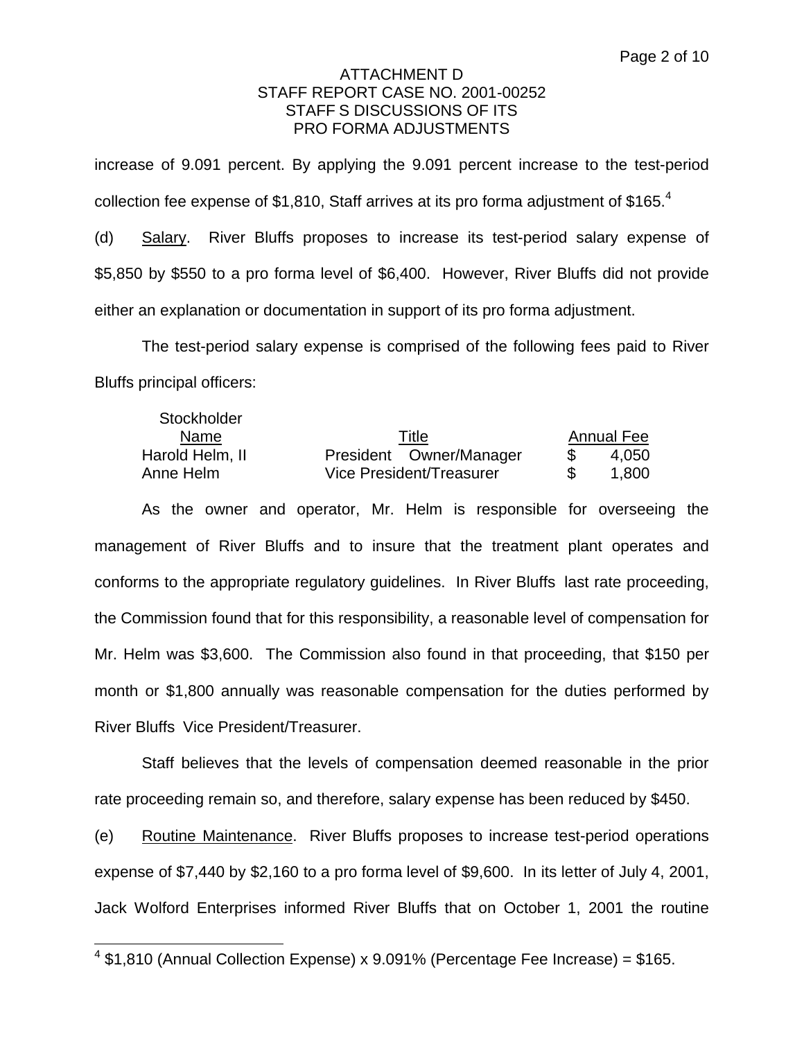increase of 9.091 percent. By applying the 9.091 percent increase to the test-period collection fee expense of $1,810, Staff arrives at its pro forma adjustment of $165.[4]

(d) Salary. River Bluffs proposes to increase its test-period salary expense of $5,850 by $550 to a pro forma level of $6,400. However, River Bluffs did not provide either an explanation or documentation in support of its pro forma adjustment.

The test-period salary expense is comprised of the following fees paid to River Bluffs principal officers:

| Stockholder Name | Title | Annual Fee |
|---|---|---|
| Harold Helm, II | President Owner/Manager | $ 4,050 |
| Anne Helm | Vice President/Treasurer | $ 1,800 |

As the owner and operator, Mr. Helm is responsible for overseeing the management of River Bluffs and to insure that the treatment plant operates and conforms to the appropriate regulatory guidelines. In River Bluffs last rate proceeding, the Commission found that for this responsibility, a reasonable level of compensation for Mr. Helm was $3,600. The Commission also found in that proceeding, that $150 per month or $1,800 annually was reasonable compensation for the duties performed by River Bluffs Vice President/Treasurer.

Staff believes that the levels of compensation deemed reasonable in the prior rate proceeding remain so, and therefore, salary expense has been reduced by $450.

(e) Routine Maintenance. River Bluffs proposes to increase test-period operations expense of $7,440 by $2,160 to a pro forma level of $9,600. In its letter of July 4, 2001, Jack Wolford Enterprises informed River Bluffs that on October 1, 2001 the routine

---

[4] $1,810 (Annual Collection Expense) x 9.091% (Percentage Fee Increase) = $165.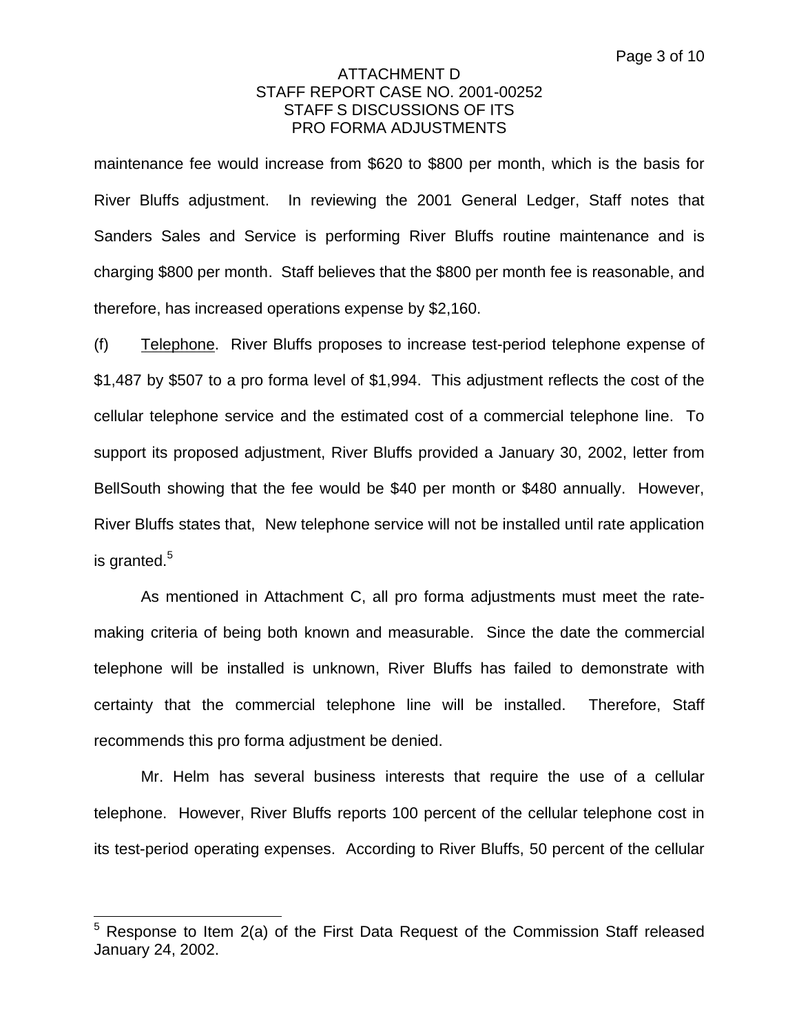maintenance fee would increase from $620 to $800 per month, which is the basis for River Bluffs adjustment. In reviewing the 2001 General Ledger, Staff notes that Sanders Sales and Service is performing River Bluffs routine maintenance and is charging $800 per month. Staff believes that the $800 per month fee is reasonable, and therefore, has increased operations expense by $2,160.

(f) Telephone. River Bluffs proposes to increase test-period telephone expense of $1,487 by $507 to a pro forma level of $1,994. This adjustment reflects the cost of the cellular telephone service and the estimated cost of a commercial telephone line. To support its proposed adjustment, River Bluffs provided a January 30, 2002, letter from BellSouth showing that the fee would be $40 per month or $480 annually. However, River Bluffs states that, New telephone service will not be installed until rate application is granted.[5]

As mentioned in Attachment C, all pro forma adjustments must meet the rate-making criteria of being both known and measurable. Since the date the commercial telephone will be installed is unknown, River Bluffs has failed to demonstrate with certainty that the commercial telephone line will be installed. Therefore, Staff recommends this pro forma adjustment be denied.

Mr. Helm has several business interests that require the use of a cellular telephone. However, River Bluffs reports 100 percent of the cellular telephone cost in its test-period operating expenses. According to River Bluffs, 50 percent of the cellular

---

[5] Response to Item 2(a) of the First Data Request of the Commission Staff released January 24, 2002.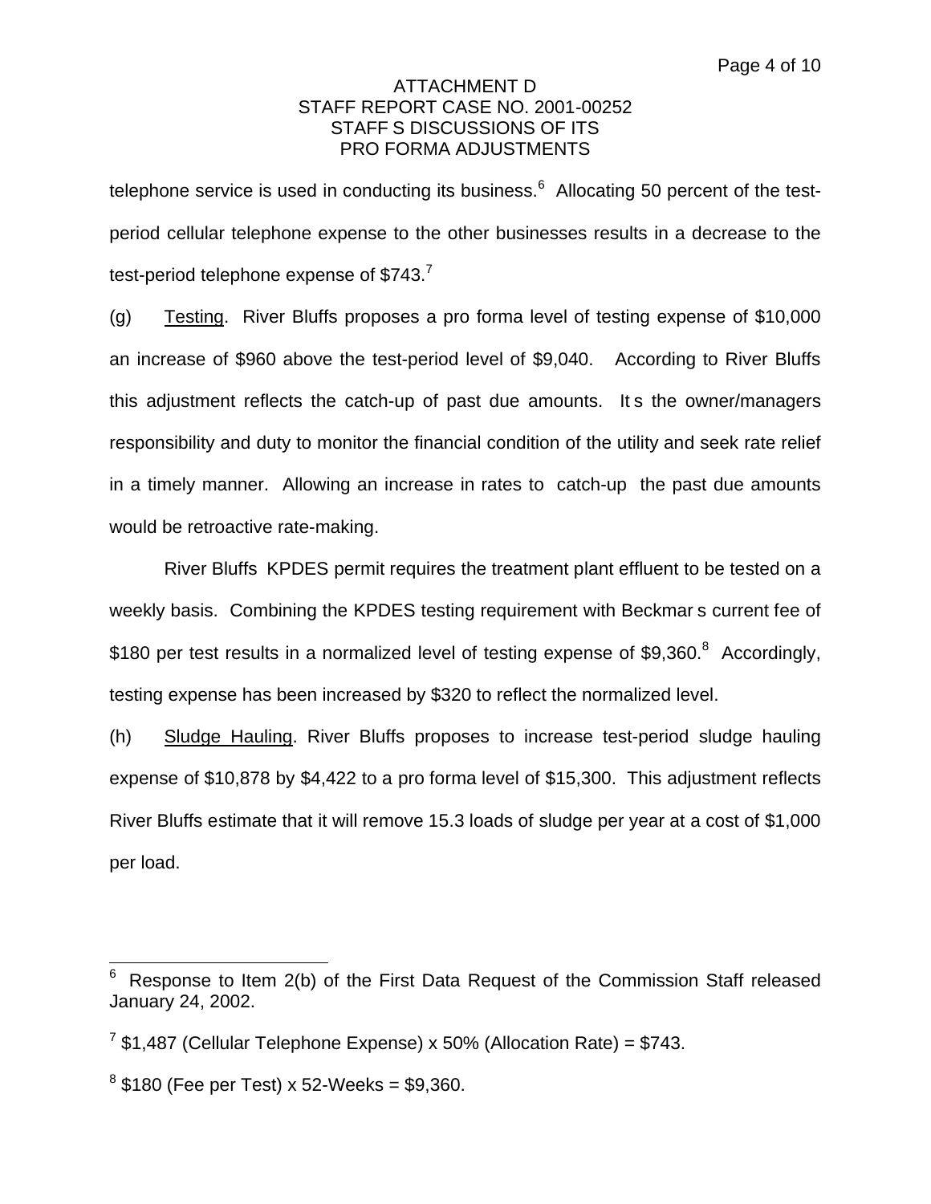telephone service is used in conducting its business.[6] Allocating 50 percent of the test-period cellular telephone expense to the other businesses results in a decrease to the test-period telephone expense of $743.[7]

(g) Testing. River Bluffs proposes a pro forma level of testing expense of $10,000 an increase of $960 above the test-period level of $9,040. According to River Bluffs this adjustment reflects the catch-up of past due amounts. It s the owner/managers responsibility and duty to monitor the financial condition of the utility and seek rate relief in a timely manner. Allowing an increase in rates to catch-up the past due amounts would be retroactive rate-making.

River Bluffs KPDES permit requires the treatment plant effluent to be tested on a weekly basis. Combining the KPDES testing requirement with Beckmar s current fee of $180 per test results in a normalized level of testing expense of $9,360.[8] Accordingly, testing expense has been increased by $320 to reflect the normalized level.

(h) Sludge Hauling. River Bluffs proposes to increase test-period sludge hauling expense of $10,878 by $4,422 to a pro forma level of $15,300. This adjustment reflects River Bluffs estimate that it will remove 15.3 loads of sludge per year at a cost of $1,000 per load.

---

[6] Response to Item 2(b) of the First Data Request of the Commission Staff released January 24, 2002.

[7] $1,487 (Cellular Telephone Expense) x 50% (Allocation Rate) = $743.

[8] $180 (Fee per Test) x 52-Weeks = $9,360.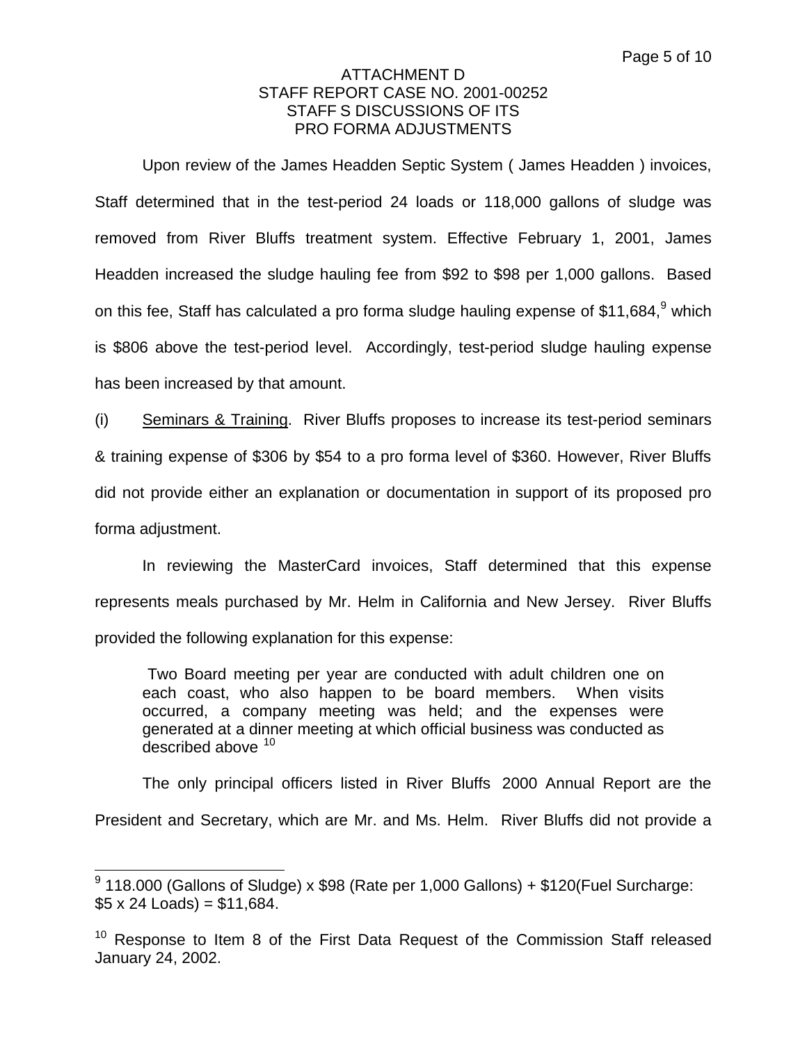ATTACHMENT D
STAFF REPORT CASE NO. 2001-00252
STAFF S DISCUSSIONS OF ITS
PRO FORMA ADJUSTMENTS

Upon review of the James Headden Septic System ( James Headden ) invoices, Staff determined that in the test-period 24 loads or 118,000 gallons of sludge was removed from River Bluffs treatment system. Effective February 1, 2001, James Headden increased the sludge hauling fee from $92 to $98 per 1,000 gallons. Based on this fee, Staff has calculated a pro forma sludge hauling expense of $11,684,[9] which is $806 above the test-period level. Accordingly, test-period sludge hauling expense has been increased by that amount.

(i) Seminars & Training. River Bluffs proposes to increase its test-period seminars & training expense of $306 by $54 to a pro forma level of $360. However, River Bluffs did not provide either an explanation or documentation in support of its proposed pro forma adjustment.

In reviewing the MasterCard invoices, Staff determined that this expense represents meals purchased by Mr. Helm in California and New Jersey. River Bluffs provided the following explanation for this expense:

> Two Board meeting per year are conducted with adult children one on each coast, who also happen to be board members. When visits occurred, a company meeting was held; and the expenses were generated at a dinner meeting at which official business was conducted as described above [10]

The only principal officers listed in River Bluffs 2000 Annual Report are the President and Secretary, which are Mr. and Ms. Helm. River Bluffs did not provide a

---

[9] 118.000 (Gallons of Sludge) x $98 (Rate per 1,000 Gallons) + $120(Fuel Surcharge: $5 x 24 Loads) = $11,684.

[10] Response to Item 8 of the First Data Request of the Commission Staff released January 24, 2002.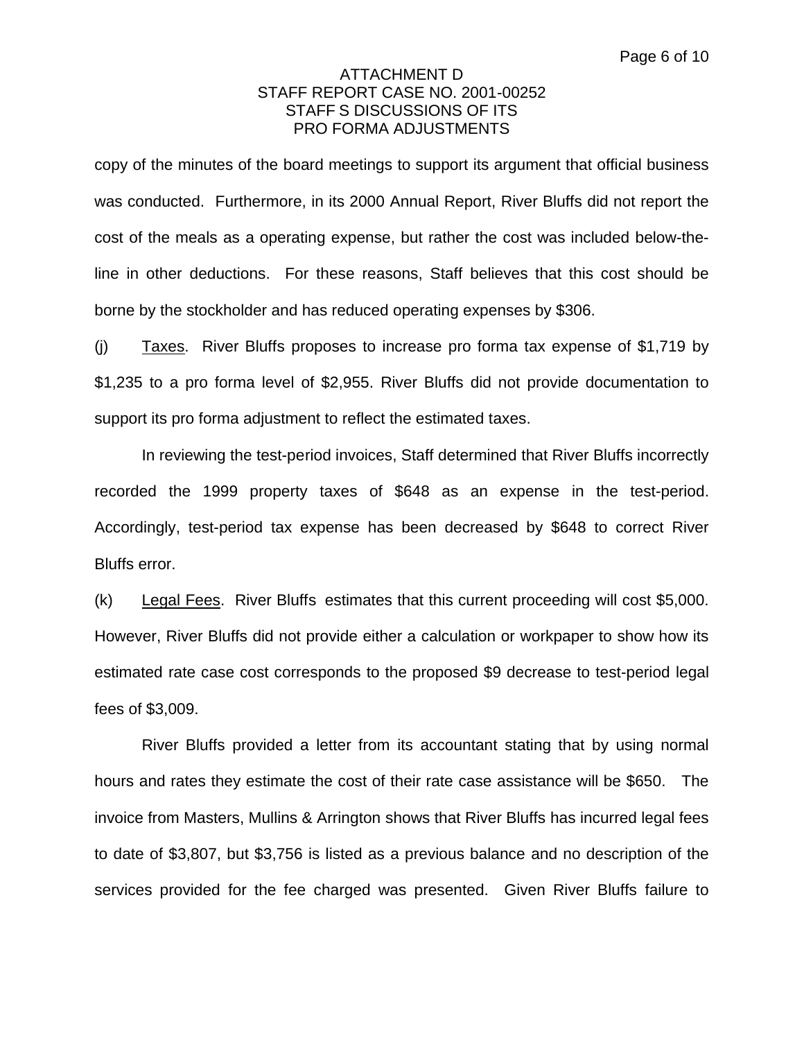copy of the minutes of the board meetings to support its argument that official business was conducted. Furthermore, in its 2000 Annual Report, River Bluffs did not report the cost of the meals as a operating expense, but rather the cost was included below-the-line in other deductions. For these reasons, Staff believes that this cost should be borne by the stockholder and has reduced operating expenses by $306.

(j) Taxes. River Bluffs proposes to increase pro forma tax expense of $1,719 by $1,235 to a pro forma level of $2,955. River Bluffs did not provide documentation to support its pro forma adjustment to reflect the estimated taxes.

In reviewing the test-period invoices, Staff determined that River Bluffs incorrectly recorded the 1999 property taxes of $648 as an expense in the test-period. Accordingly, test-period tax expense has been decreased by $648 to correct River Bluffs error.

(k) Legal Fees. River Bluffs estimates that this current proceeding will cost $5,000. However, River Bluffs did not provide either a calculation or workpaper to show how its estimated rate case cost corresponds to the proposed $9 decrease to test-period legal fees of $3,009.

River Bluffs provided a letter from its accountant stating that by using normal hours and rates they estimate the cost of their rate case assistance will be $650. The invoice from Masters, Mullins & Arrington shows that River Bluffs has incurred legal fees to date of $3,807, but $3,756 is listed as a previous balance and no description of the services provided for the fee charged was presented. Given River Bluffs failure to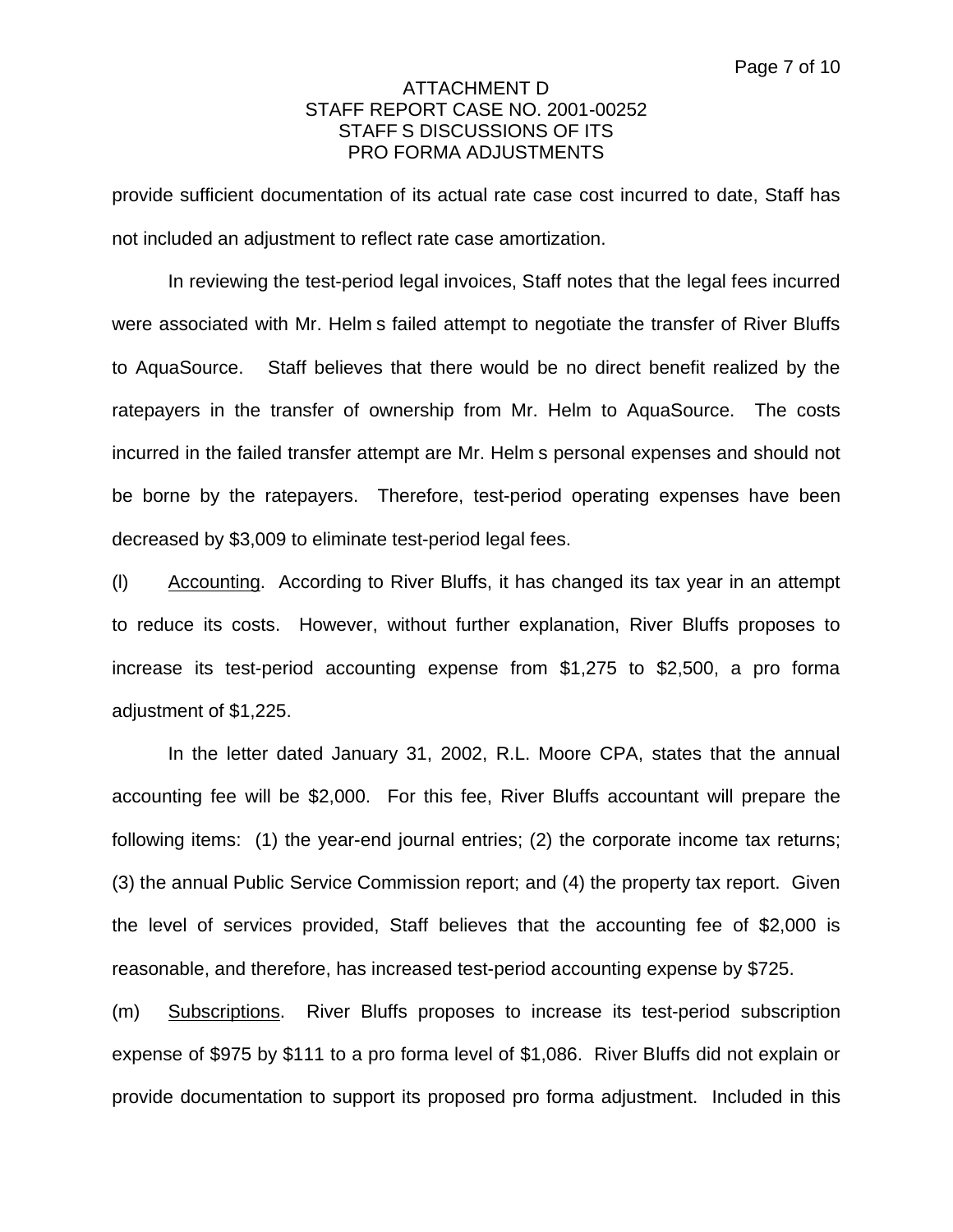provide sufficient documentation of its actual rate case cost incurred to date, Staff has not included an adjustment to reflect rate case amortization.

In reviewing the test-period legal invoices, Staff notes that the legal fees incurred were associated with Mr. Helm s failed attempt to negotiate the transfer of River Bluffs to AquaSource. Staff believes that there would be no direct benefit realized by the ratepayers in the transfer of ownership from Mr. Helm to AquaSource. The costs incurred in the failed transfer attempt are Mr. Helm s personal expenses and should not be borne by the ratepayers. Therefore, test-period operating expenses have been decreased by $3,009 to eliminate test-period legal fees.

(l) Accounting. According to River Bluffs, it has changed its tax year in an attempt to reduce its costs. However, without further explanation, River Bluffs proposes to increase its test-period accounting expense from $1,275 to $2,500, a pro forma adjustment of $1,225.

In the letter dated January 31, 2002, R.L. Moore CPA, states that the annual accounting fee will be $2,000. For this fee, River Bluffs accountant will prepare the following items: (1) the year-end journal entries; (2) the corporate income tax returns; (3) the annual Public Service Commission report; and (4) the property tax report. Given the level of services provided, Staff believes that the accounting fee of $2,000 is reasonable, and therefore, has increased test-period accounting expense by $725.

(m) Subscriptions. River Bluffs proposes to increase its test-period subscription expense of $975 by $111 to a pro forma level of $1,086. River Bluffs did not explain or provide documentation to support its proposed pro forma adjustment. Included in this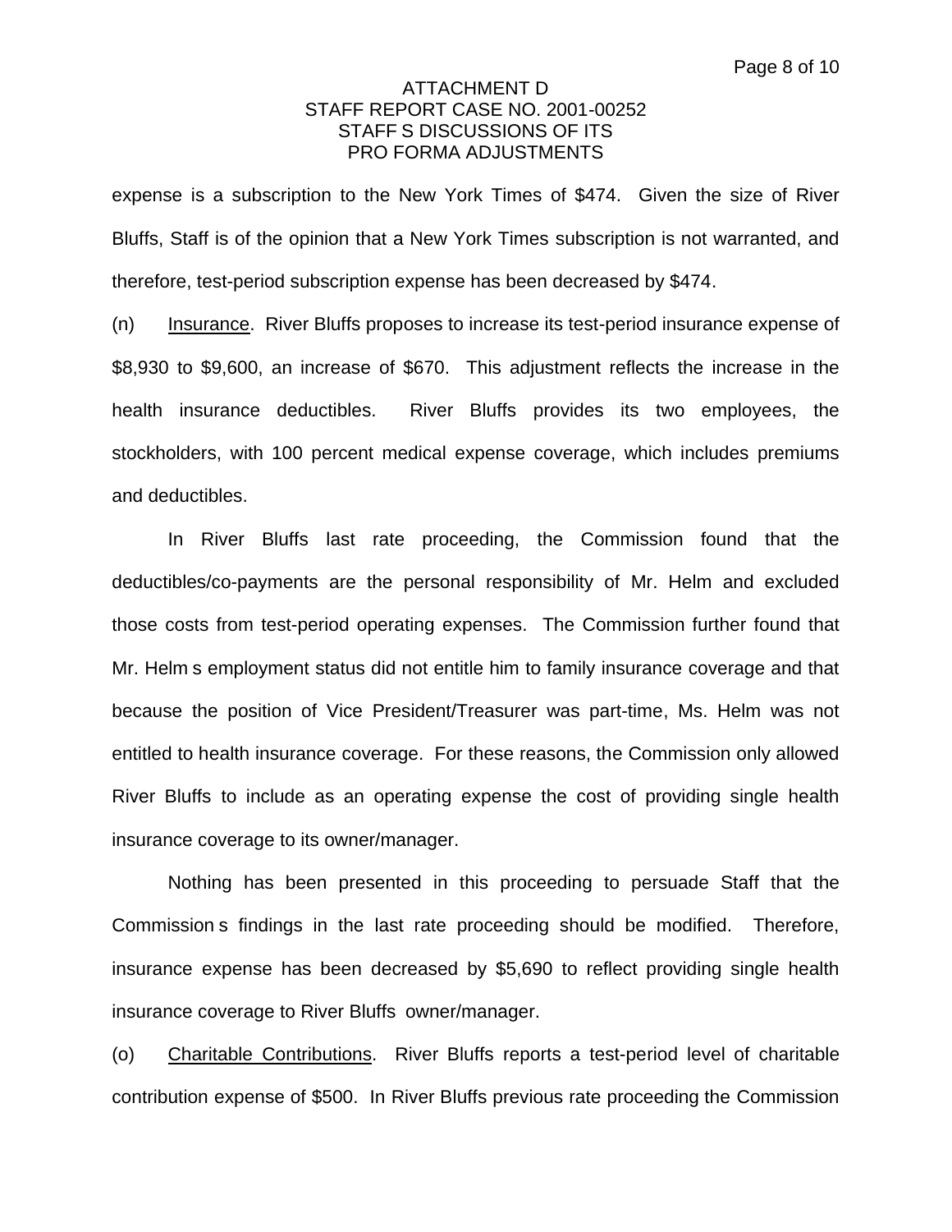expense is a subscription to the New York Times of $474. Given the size of River Bluffs, Staff is of the opinion that a New York Times subscription is not warranted, and therefore, test-period subscription expense has been decreased by $474.

(n) Insurance. River Bluffs proposes to increase its test-period insurance expense of $8,930 to $9,600, an increase of $670. This adjustment reflects the increase in the health insurance deductibles. River Bluffs provides its two employees, the stockholders, with 100 percent medical expense coverage, which includes premiums and deductibles.

In River Bluffs last rate proceeding, the Commission found that the deductibles/co-payments are the personal responsibility of Mr. Helm and excluded those costs from test-period operating expenses. The Commission further found that Mr. Helm s employment status did not entitle him to family insurance coverage and that because the position of Vice President/Treasurer was part-time, Ms. Helm was not entitled to health insurance coverage. For these reasons, the Commission only allowed River Bluffs to include as an operating expense the cost of providing single health insurance coverage to its owner/manager.

Nothing has been presented in this proceeding to persuade Staff that the Commission s findings in the last rate proceeding should be modified. Therefore, insurance expense has been decreased by $5,690 to reflect providing single health insurance coverage to River Bluffs owner/manager.

(o) Charitable Contributions. River Bluffs reports a test-period level of charitable contribution expense of $500. In River Bluffs previous rate proceeding the Commission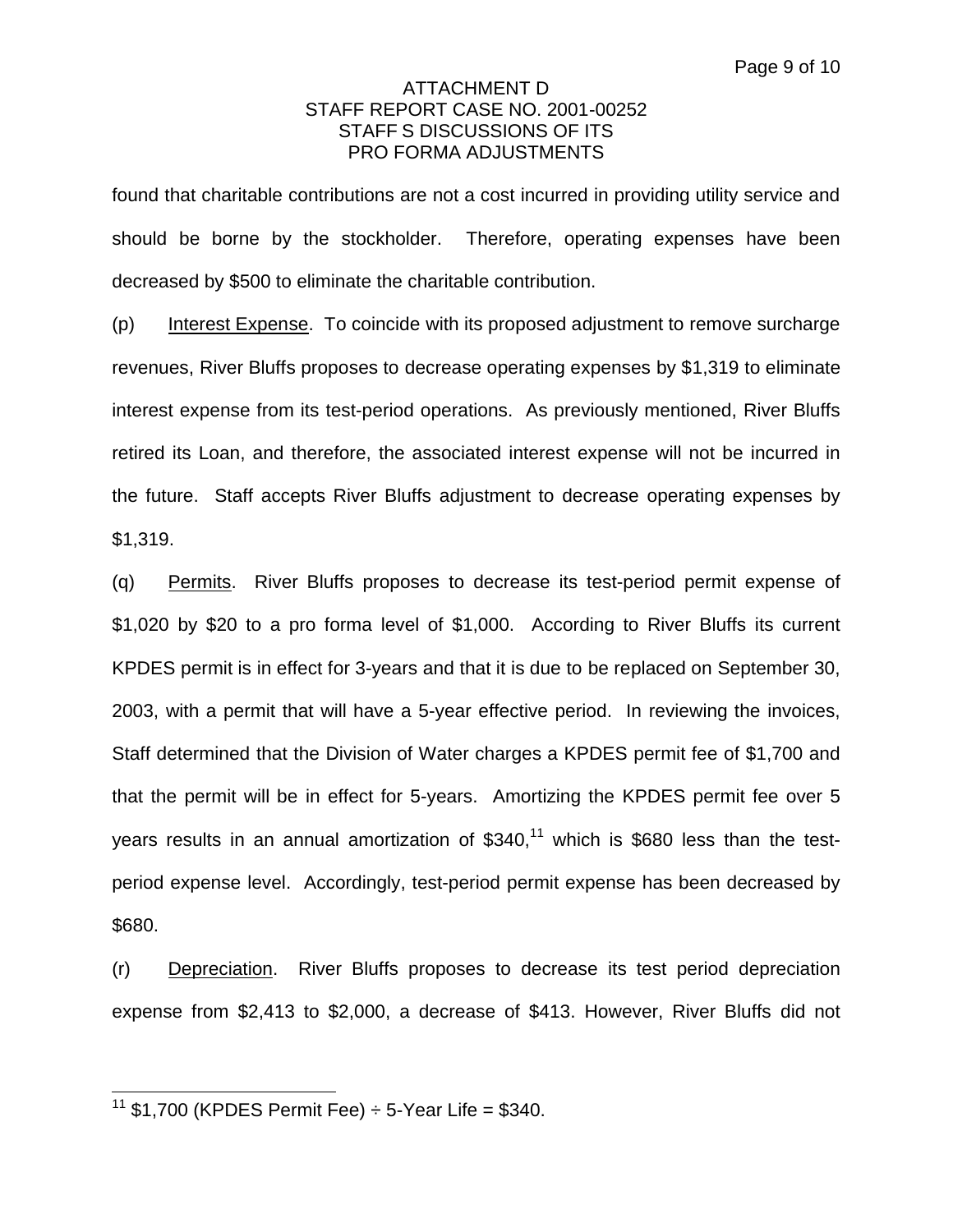found that charitable contributions are not a cost incurred in providing utility service and should be borne by the stockholder. Therefore, operating expenses have been decreased by $500 to eliminate the charitable contribution.

(p) Interest Expense. To coincide with its proposed adjustment to remove surcharge revenues, River Bluffs proposes to decrease operating expenses by $1,319 to eliminate interest expense from its test-period operations. As previously mentioned, River Bluffs retired its Loan, and therefore, the associated interest expense will not be incurred in the future. Staff accepts River Bluffs adjustment to decrease operating expenses by $1,319.

(q) Permits. River Bluffs proposes to decrease its test-period permit expense of $1,020 by $20 to a pro forma level of $1,000. According to River Bluffs its current KPDES permit is in effect for 3-years and that it is due to be replaced on September 30, 2003, with a permit that will have a 5-year effective period. In reviewing the invoices, Staff determined that the Division of Water charges a KPDES permit fee of $1,700 and that the permit will be in effect for 5-years. Amortizing the KPDES permit fee over 5 years results in an annual amortization of $340,[11] which is $680 less than the test-period expense level. Accordingly, test-period permit expense has been decreased by $680.

(r) Depreciation. River Bluffs proposes to decrease its test period depreciation expense from $2,413 to $2,000, a decrease of $413. However, River Bluffs did not

[11] $1,700 (KPDES Permit Fee) ÷ 5-Year Life = $340.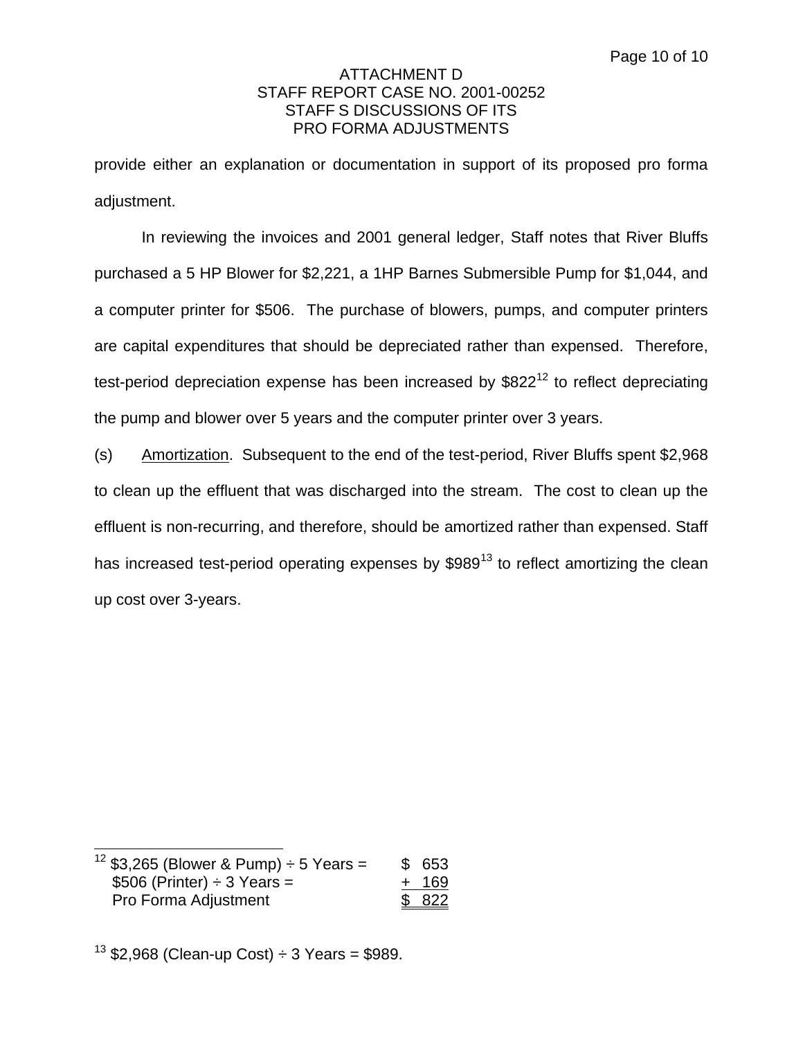provide either an explanation or documentation in support of its proposed pro forma adjustment.

In reviewing the invoices and 2001 general ledger, Staff notes that River Bluffs purchased a 5 HP Blower for $2,221, a 1HP Barnes Submersible Pump for $1,044, and a computer printer for $506. The purchase of blowers, pumps, and computer printers are capital expenditures that should be depreciated rather than expensed. Therefore, test-period depreciation expense has been increased by $822[12] to reflect depreciating the pump and blower over 5 years and the computer printer over 3 years.

(s) Amortization. Subsequent to the end of the test-period, River Bluffs spent $2,968 to clean up the effluent that was discharged into the stream. The cost to clean up the effluent is non-recurring, and therefore, should be amortized rather than expensed. Staff has increased test-period operating expenses by $989[13] to reflect amortizing the clean up cost over 3-years.

---

[12]

| | |
|---|---|
| $3,265 (Blower & Pump) ÷ 5 Years = | $ 653 |
| $506 (Printer) ÷ 3 Years = | + 169 |
| Pro Forma Adjustment | $ 822 |

[13] $2,968 (Clean-up Cost) ÷ 3 Years = $989.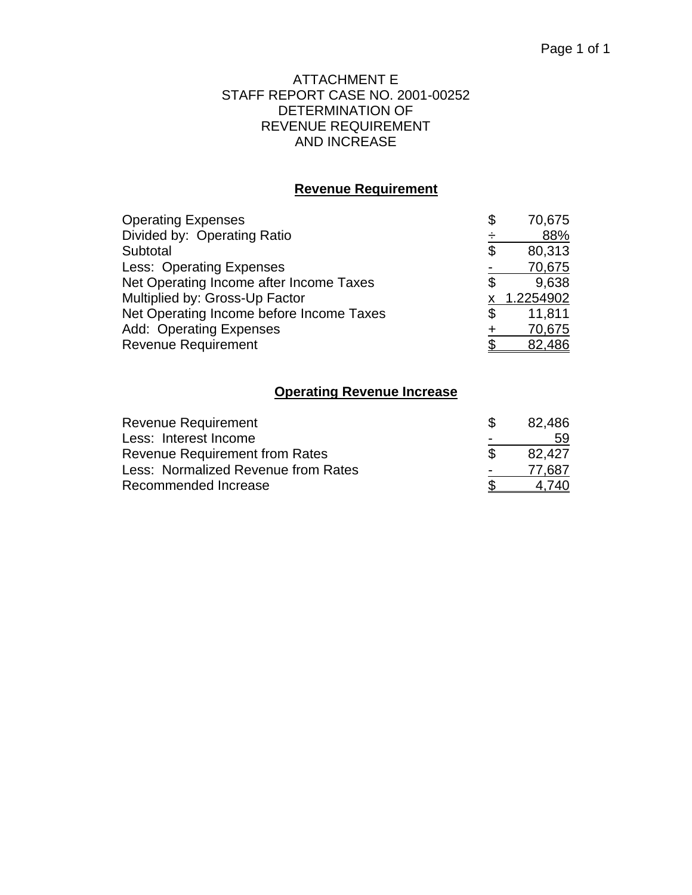ATTACHMENT E
STAFF REPORT CASE NO. 2001-00252
DETERMINATION OF
REVENUE REQUIREMENT
AND INCREASE

## Revenue Requirement

| | | |
|---|---|---|
| Operating Expenses | $ | 70,675 |
| Divided by: Operating Ratio | ÷ | 88% |
| Subtotal | $ | 80,313 |
| Less: Operating Expenses | - | 70,675 |
| Net Operating Income after Income Taxes | $ | 9,638 |
| Multiplied by: Gross-Up Factor | x | 1.2254902 |
| Net Operating Income before Income Taxes | $ | 11,811 |
| Add: Operating Expenses | + | 70,675 |
| Revenue Requirement | $ | 82,486 |

## Operating Revenue Increase

| | | |
|---|---|---|
| Revenue Requirement | $ | 82,486 |
| Less: Interest Income | - | 59 |
| Revenue Requirement from Rates | $ | 82,427 |
| Less: Normalized Revenue from Rates | - | 77,687 |
| Recommended Increase | $ | 4,740 |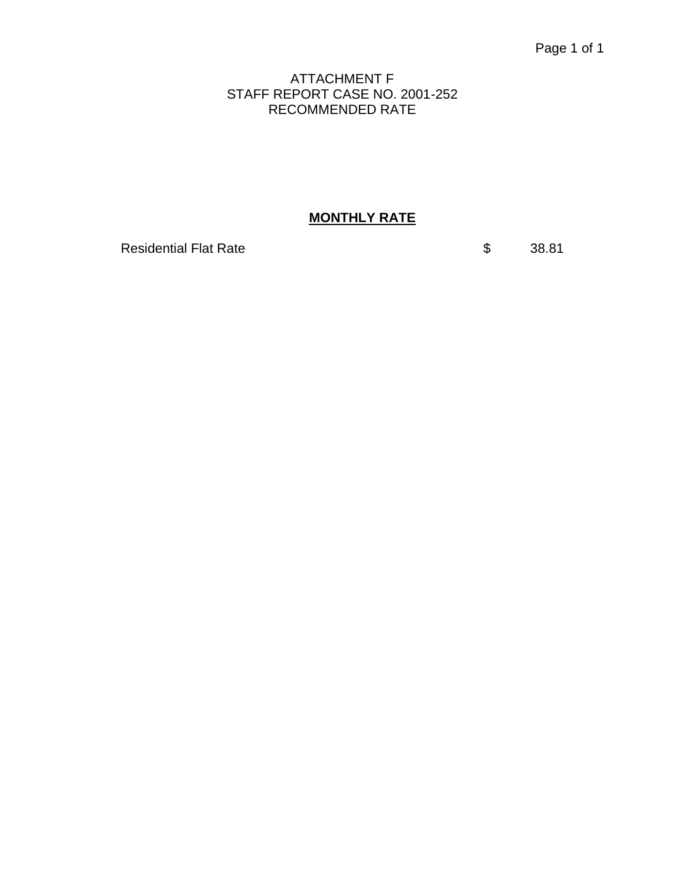ATTACHMENT F
STAFF REPORT CASE NO. 2001-252
RECOMMENDED RATE

**MONTHLY RATE**

| | | |
|---|---|---|
| Residential Flat Rate | $ | 38.81 |